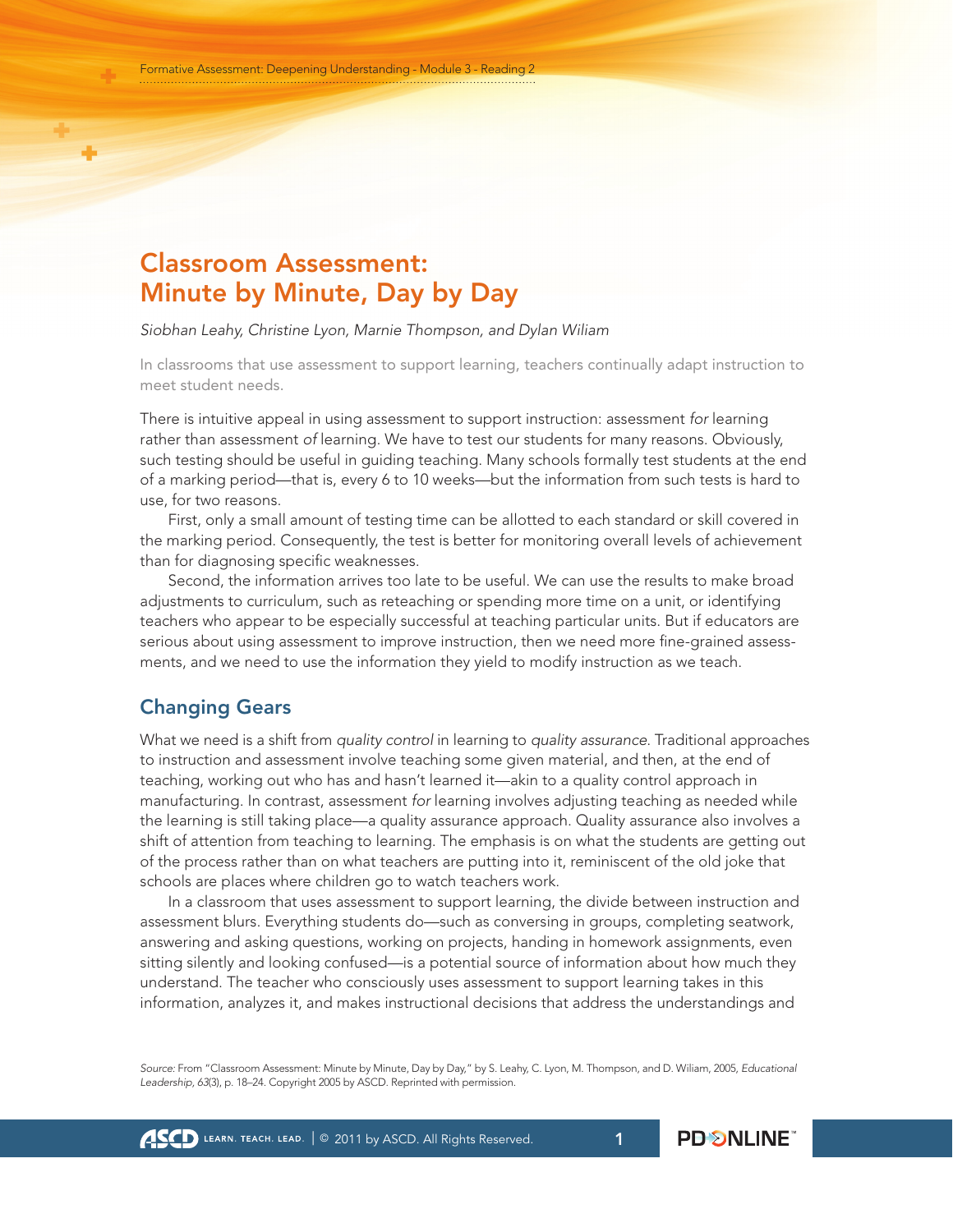# Classroom Assessment: Minute by Minute, Day by Day

*Siobhan Leahy, Christine Lyon, Marnie Thompson, and Dylan Wiliam*

In classrooms that use assessment to support learning, teachers continually adapt instruction to meet student needs.

There is intuitive appeal in using assessment to support instruction: assessment *for* learning rather than assessment *of* learning. We have to test our students for many reasons. Obviously, such testing should be useful in guiding teaching. Many schools formally test students at the end of a marking period—that is, every 6 to 10 weeks—but the information from such tests is hard to use, for two reasons.

First, only a small amount of testing time can be allotted to each standard or skill covered in the marking period. Consequently, the test is better for monitoring overall levels of achievement than for diagnosing specific weaknesses.

Second, the information arrives too late to be useful. We can use the results to make broad adjustments to curriculum, such as reteaching or spending more time on a unit, or identifying teachers who appear to be especially successful at teaching particular units. But if educators are serious about using assessment to improve instruction, then we need more fine-grained assessments, and we need to use the information they yield to modify instruction as we teach.

## Changing Gears

What we need is a shift from *quality control* in learning to *quality assurance*. Traditional approaches to instruction and assessment involve teaching some given material, and then, at the end of teaching, working out who has and hasn't learned it—akin to a quality control approach in manufacturing. In contrast, assessment *for* learning involves adjusting teaching as needed while the learning is still taking place—a quality assurance approach. Quality assurance also involves a shift of attention from teaching to learning. The emphasis is on what the students are getting out of the process rather than on what teachers are putting into it, reminiscent of the old joke that schools are places where children go to watch teachers work.

In a classroom that uses assessment to support learning, the divide between instruction and assessment blurs. Everything students do—such as conversing in groups, completing seatwork, answering and asking questions, working on projects, handing in homework assignments, even sitting silently and looking confused—is a potential source of information about how much they understand. The teacher who consciously uses assessment to support learning takes in this information, analyzes it, and makes instructional decisions that address the understandings and

*Source:* From "Classroom Assessment: Minute by Minute, Day by Day," by S. Leahy, C. Lyon, M. Thompson, and D. Wiliam, 2005, *Educational Leadership, 63*(3), p. 18–24. Copyright 2005 by ASCD. Reprinted with permission.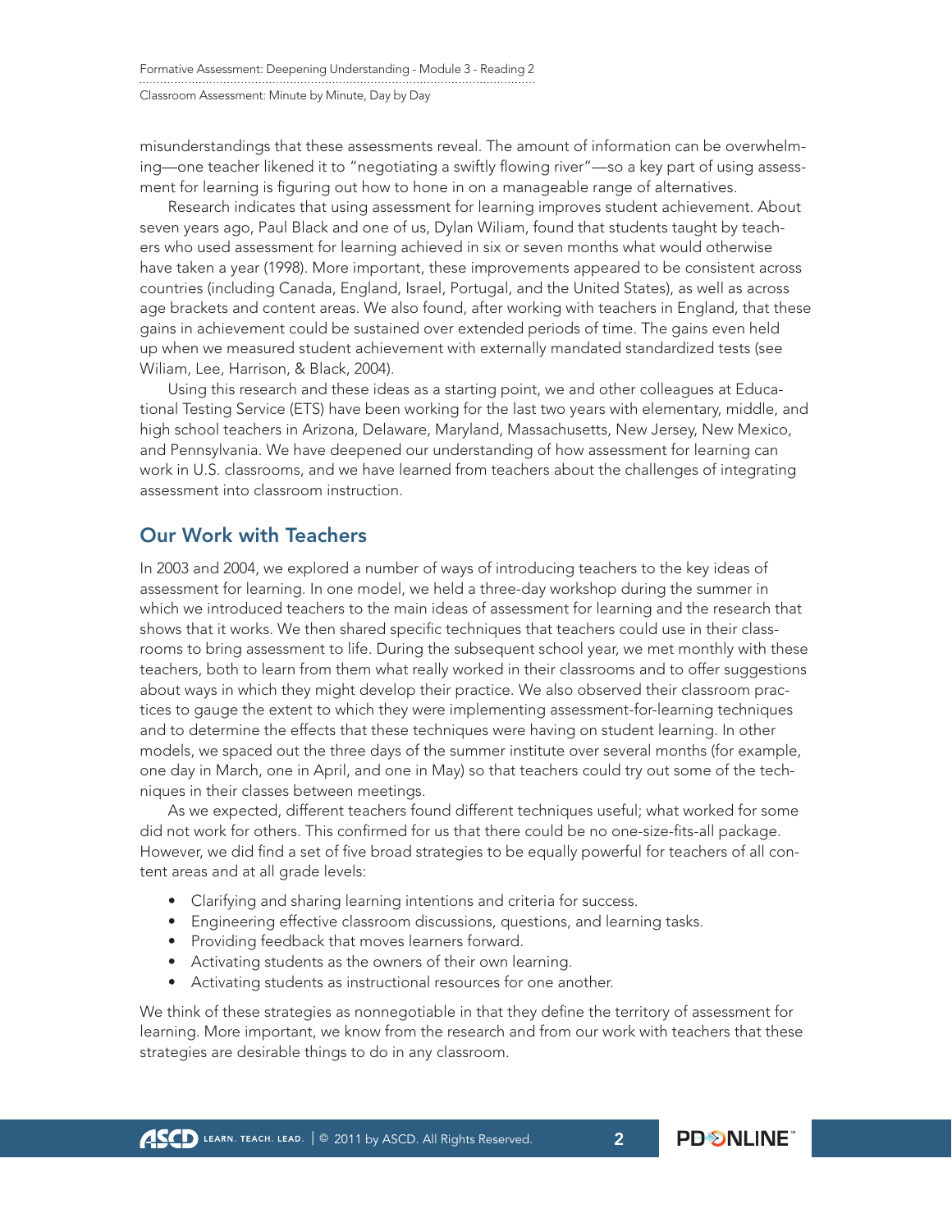misunderstandings that these assessments reveal. The amount of information can be overwhelming—one teacher likened it to "negotiating a swiftly flowing river"—so a key part of using assessment for learning is figuring out how to hone in on a manageable range of alternatives.

Research indicates that using assessment for learning improves student achievement. About seven years ago, Paul Black and one of us, Dylan Wiliam, found that students taught by teachers who used assessment for learning achieved in six or seven months what would otherwise have taken a year (1998). More important, these improvements appeared to be consistent across countries (including Canada, England, Israel, Portugal, and the United States), as well as across age brackets and content areas. We also found, after working with teachers in England, that these gains in achievement could be sustained over extended periods of time. The gains even held up when we measured student achievement with externally mandated standardized tests (see Wiliam, Lee, Harrison, & Black, 2004).

Using this research and these ideas as a starting point, we and other colleagues at Educational Testing Service (ETS) have been working for the last two years with elementary, middle, and high school teachers in Arizona, Delaware, Maryland, Massachusetts, New Jersey, New Mexico, and Pennsylvania. We have deepened our understanding of how assessment for learning can work in U.S. classrooms, and we have learned from teachers about the challenges of integrating assessment into classroom instruction.

## Our Work with Teachers

In 2003 and 2004, we explored a number of ways of introducing teachers to the key ideas of assessment for learning. In one model, we held a three-day workshop during the summer in which we introduced teachers to the main ideas of assessment for learning and the research that shows that it works. We then shared specific techniques that teachers could use in their classrooms to bring assessment to life. During the subsequent school year, we met monthly with these teachers, both to learn from them what really worked in their classrooms and to offer suggestions about ways in which they might develop their practice. We also observed their classroom practices to gauge the extent to which they were implementing assessment-for-learning techniques and to determine the effects that these techniques were having on student learning. In other models, we spaced out the three days of the summer institute over several months (for example, one day in March, one in April, and one in May) so that teachers could try out some of the techniques in their classes between meetings.

As we expected, different teachers found different techniques useful; what worked for some did not work for others. This confirmed for us that there could be no one-size-fits-all package. However, we did find a set of five broad strategies to be equally powerful for teachers of all content areas and at all grade levels:

- Clarifying and sharing learning intentions and criteria for success.
- Engineering effective classroom discussions, questions, and learning tasks.
- Providing feedback that moves learners forward.
- Activating students as the owners of their own learning.
- Activating students as instructional resources for one another.

We think of these strategies as nonnegotiable in that they define the territory of assessment for learning. More important, we know from the research and from our work with teachers that these strategies are desirable things to do in any classroom.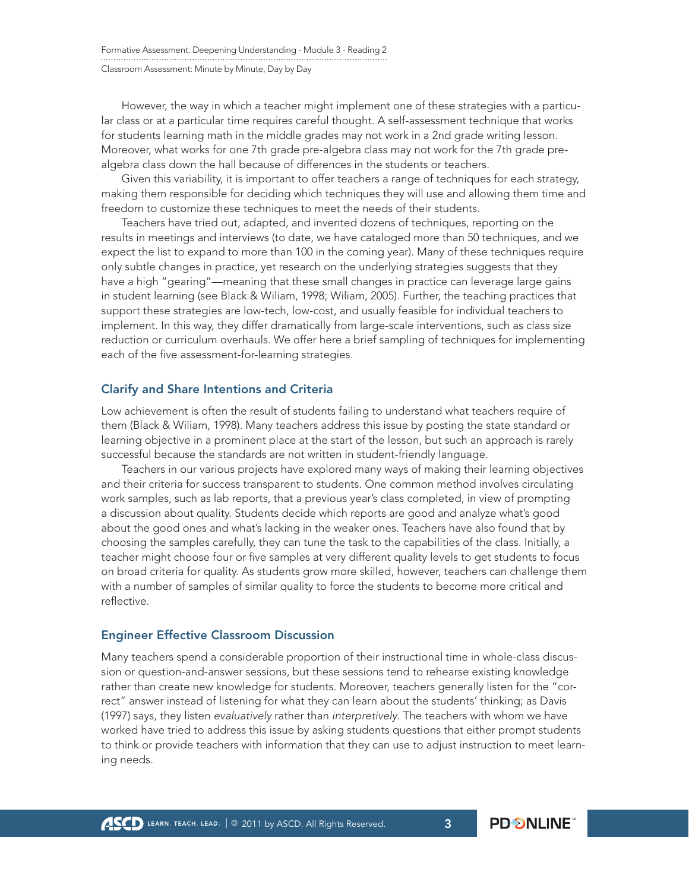However, the way in which a teacher might implement one of these strategies with a particular class or at a particular time requires careful thought. A self-assessment technique that works for students learning math in the middle grades may not work in a 2nd grade writing lesson. Moreover, what works for one 7th grade pre-algebra class may not work for the 7th grade pre-algebra class down the hall because of differences in the students or teachers.

Given this variability, it is important to offer teachers a range of techniques for each strategy, making them responsible for deciding which techniques they will use and allowing them time and freedom to customize these techniques to meet the needs of their students.

Teachers have tried out, adapted, and invented dozens of techniques, reporting on the results in meetings and interviews (to date, we have cataloged more than 50 techniques, and we expect the list to expand to more than 100 in the coming year). Many of these techniques require only subtle changes in practice, yet research on the underlying strategies suggests that they have a high "gearing"—meaning that these small changes in practice can leverage large gains in student learning (see Black & Wiliam, 1998; Wiliam, 2005). Further, the teaching practices that support these strategies are low-tech, low-cost, and usually feasible for individual teachers to implement. In this way, they differ dramatically from large-scale interventions, such as class size reduction or curriculum overhauls. We offer here a brief sampling of techniques for implementing each of the five assessment-for-learning strategies.

### Clarify and Share Intentions and Criteria

Low achievement is often the result of students failing to understand what teachers require of them (Black & Wiliam, 1998). Many teachers address this issue by posting the state standard or learning objective in a prominent place at the start of the lesson, but such an approach is rarely successful because the standards are not written in student-friendly language.

Teachers in our various projects have explored many ways of making their learning objectives and their criteria for success transparent to students. One common method involves circulating work samples, such as lab reports, that a previous year's class completed, in view of prompting a discussion about quality. Students decide which reports are good and analyze what's good about the good ones and what's lacking in the weaker ones. Teachers have also found that by choosing the samples carefully, they can tune the task to the capabilities of the class. Initially, a teacher might choose four or five samples at very different quality levels to get students to focus on broad criteria for quality. As students grow more skilled, however, teachers can challenge them with a number of samples of similar quality to force the students to become more critical and reflective.

### Engineer Effective Classroom Discussion

Many teachers spend a considerable proportion of their instructional time in whole-class discussion or question-and-answer sessions, but these sessions tend to rehearse existing knowledge rather than create new knowledge for students. Moreover, teachers generally listen for the "correct" answer instead of listening for what they can learn about the students' thinking; as Davis (1997) says, they listen *evaluatively* rather than *interpretively*. The teachers with whom we have worked have tried to address this issue by asking students questions that either prompt students to think or provide teachers with information that they can use to adjust instruction to meet learning needs.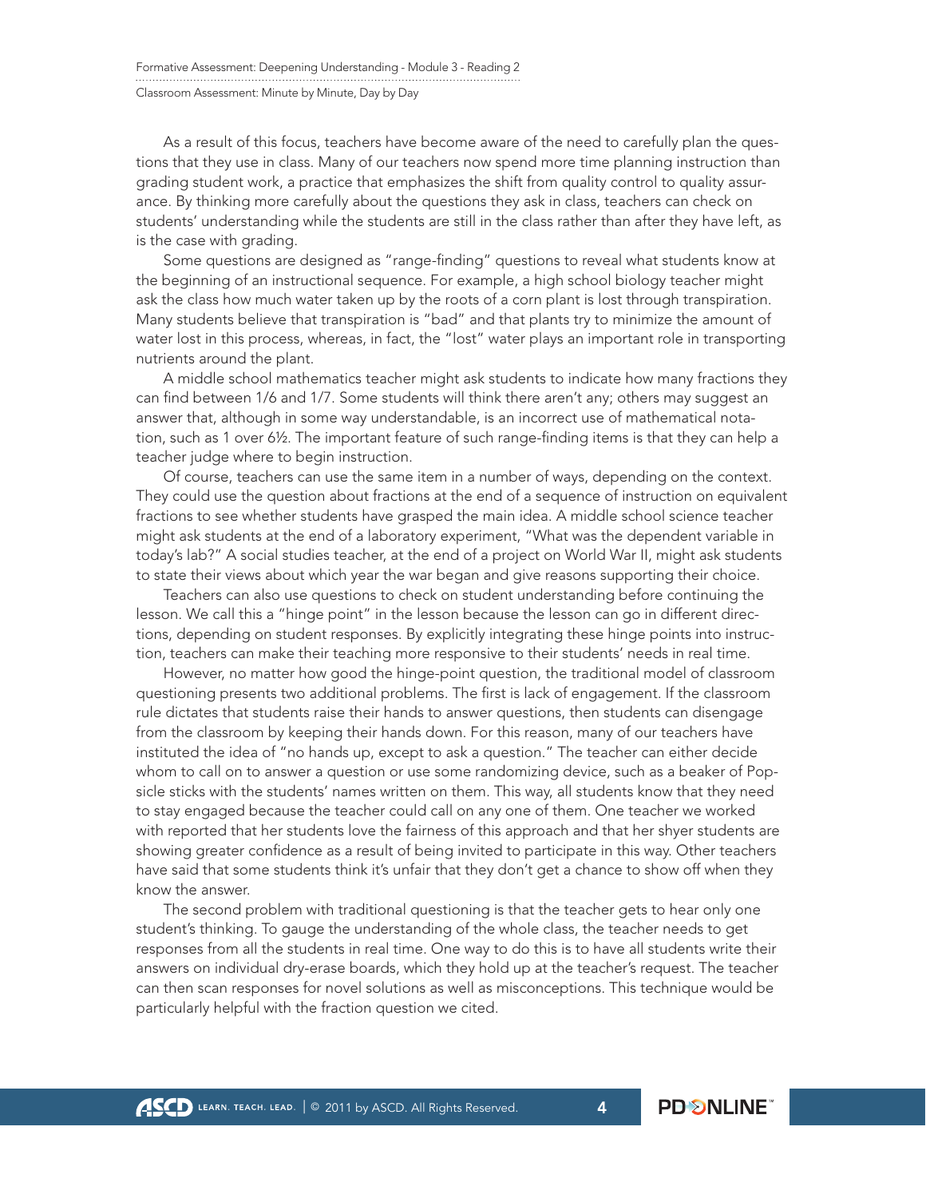As a result of this focus, teachers have become aware of the need to carefully plan the questions that they use in class. Many of our teachers now spend more time planning instruction than grading student work, a practice that emphasizes the shift from quality control to quality assurance. By thinking more carefully about the questions they ask in class, teachers can check on students' understanding while the students are still in the class rather than after they have left, as is the case with grading.

Some questions are designed as "range-finding" questions to reveal what students know at the beginning of an instructional sequence. For example, a high school biology teacher might ask the class how much water taken up by the roots of a corn plant is lost through transpiration. Many students believe that transpiration is "bad" and that plants try to minimize the amount of water lost in this process, whereas, in fact, the "lost" water plays an important role in transporting nutrients around the plant.

A middle school mathematics teacher might ask students to indicate how many fractions they can find between 1/6 and 1/7. Some students will think there aren't any; others may suggest an answer that, although in some way understandable, is an incorrect use of mathematical notation, such as 1 over 6½. The important feature of such range-finding items is that they can help a teacher judge where to begin instruction.

Of course, teachers can use the same item in a number of ways, depending on the context. They could use the question about fractions at the end of a sequence of instruction on equivalent fractions to see whether students have grasped the main idea. A middle school science teacher might ask students at the end of a laboratory experiment, "What was the dependent variable in today's lab?" A social studies teacher, at the end of a project on World War II, might ask students to state their views about which year the war began and give reasons supporting their choice.

Teachers can also use questions to check on student understanding before continuing the lesson. We call this a "hinge point" in the lesson because the lesson can go in different directions, depending on student responses. By explicitly integrating these hinge points into instruction, teachers can make their teaching more responsive to their students' needs in real time.

However, no matter how good the hinge-point question, the traditional model of classroom questioning presents two additional problems. The first is lack of engagement. If the classroom rule dictates that students raise their hands to answer questions, then students can disengage from the classroom by keeping their hands down. For this reason, many of our teachers have instituted the idea of "no hands up, except to ask a question." The teacher can either decide whom to call on to answer a question or use some randomizing device, such as a beaker of Popsicle sticks with the students' names written on them. This way, all students know that they need to stay engaged because the teacher could call on any one of them. One teacher we worked with reported that her students love the fairness of this approach and that her shyer students are showing greater confidence as a result of being invited to participate in this way. Other teachers have said that some students think it's unfair that they don't get a chance to show off when they know the answer.

The second problem with traditional questioning is that the teacher gets to hear only one student's thinking. To gauge the understanding of the whole class, the teacher needs to get responses from all the students in real time. One way to do this is to have all students write their answers on individual dry-erase boards, which they hold up at the teacher's request. The teacher can then scan responses for novel solutions as well as misconceptions. This technique would be particularly helpful with the fraction question we cited.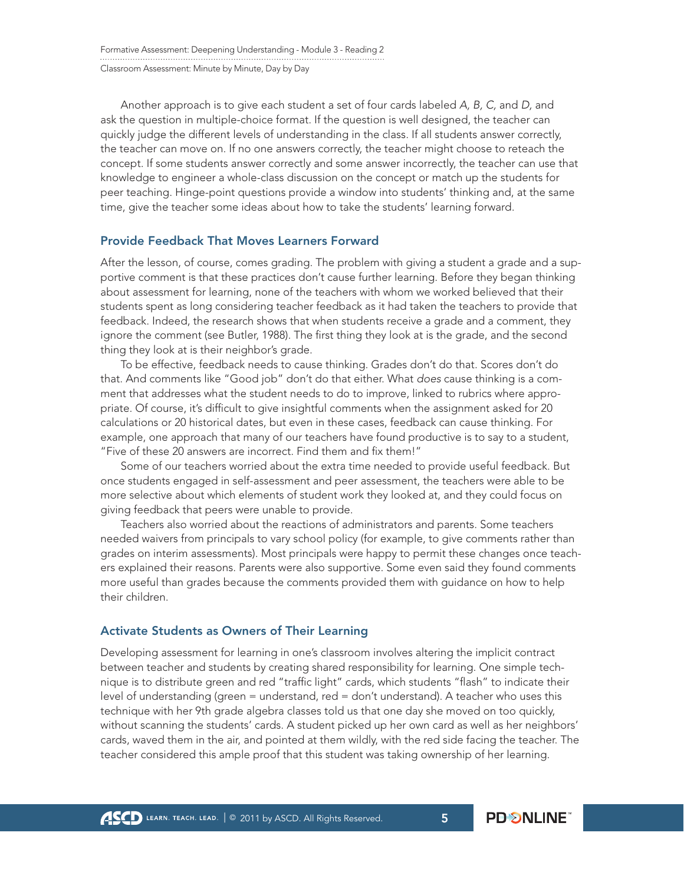Another approach is to give each student a set of four cards labeled *A, B, C,* and *D,* and ask the question in multiple-choice format. If the question is well designed, the teacher can quickly judge the different levels of understanding in the class. If all students answer correctly, the teacher can move on. If no one answers correctly, the teacher might choose to reteach the concept. If some students answer correctly and some answer incorrectly, the teacher can use that knowledge to engineer a whole-class discussion on the concept or match up the students for peer teaching. Hinge-point questions provide a window into students' thinking and, at the same time, give the teacher some ideas about how to take the students' learning forward.

### Provide Feedback That Moves Learners Forward

After the lesson, of course, comes grading. The problem with giving a student a grade and a supportive comment is that these practices don't cause further learning. Before they began thinking about assessment for learning, none of the teachers with whom we worked believed that their students spent as long considering teacher feedback as it had taken the teachers to provide that feedback. Indeed, the research shows that when students receive a grade and a comment, they ignore the comment (see Butler, 1988). The first thing they look at is the grade, and the second thing they look at is their neighbor's grade.

To be effective, feedback needs to cause thinking. Grades don't do that. Scores don't do that. And comments like "Good job" don't do that either. What *does* cause thinking is a comment that addresses what the student needs to do to improve, linked to rubrics where appropriate. Of course, it's difficult to give insightful comments when the assignment asked for 20 calculations or 20 historical dates, but even in these cases, feedback can cause thinking. For example, one approach that many of our teachers have found productive is to say to a student, "Five of these 20 answers are incorrect. Find them and fix them!"

Some of our teachers worried about the extra time needed to provide useful feedback. But once students engaged in self-assessment and peer assessment, the teachers were able to be more selective about which elements of student work they looked at, and they could focus on giving feedback that peers were unable to provide.

Teachers also worried about the reactions of administrators and parents. Some teachers needed waivers from principals to vary school policy (for example, to give comments rather than grades on interim assessments). Most principals were happy to permit these changes once teachers explained their reasons. Parents were also supportive. Some even said they found comments more useful than grades because the comments provided them with guidance on how to help their children.

### Activate Students as Owners of Their Learning

Developing assessment for learning in one's classroom involves altering the implicit contract between teacher and students by creating shared responsibility for learning. One simple technique is to distribute green and red "traffic light" cards, which students "flash" to indicate their level of understanding (green = understand, red = don't understand). A teacher who uses this technique with her 9th grade algebra classes told us that one day she moved on too quickly, without scanning the students' cards. A student picked up her own card as well as her neighbors' cards, waved them in the air, and pointed at them wildly, with the red side facing the teacher. The teacher considered this ample proof that this student was taking ownership of her learning.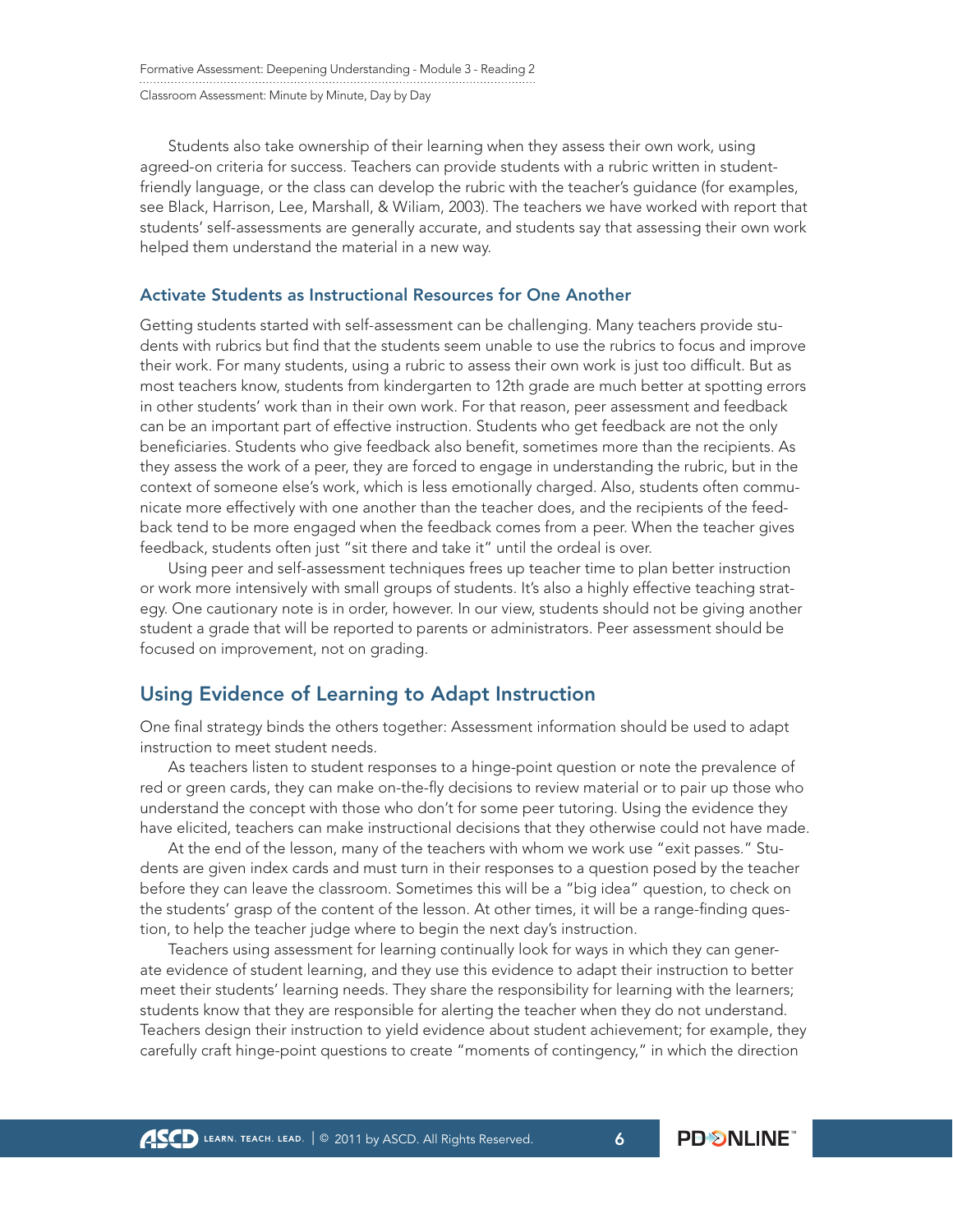Students also take ownership of their learning when they assess their own work, using agreed-on criteria for success. Teachers can provide students with a rubric written in student-friendly language, or the class can develop the rubric with the teacher's guidance (for examples, see Black, Harrison, Lee, Marshall, & Wiliam, 2003). The teachers we have worked with report that students' self-assessments are generally accurate, and students say that assessing their own work helped them understand the material in a new way.

### Activate Students as Instructional Resources for One Another

Getting students started with self-assessment can be challenging. Many teachers provide students with rubrics but find that the students seem unable to use the rubrics to focus and improve their work. For many students, using a rubric to assess their own work is just too difficult. But as most teachers know, students from kindergarten to 12th grade are much better at spotting errors in other students' work than in their own work. For that reason, peer assessment and feedback can be an important part of effective instruction. Students who get feedback are not the only beneficiaries. Students who give feedback also benefit, sometimes more than the recipients. As they assess the work of a peer, they are forced to engage in understanding the rubric, but in the context of someone else's work, which is less emotionally charged. Also, students often communicate more effectively with one another than the teacher does, and the recipients of the feedback tend to be more engaged when the feedback comes from a peer. When the teacher gives feedback, students often just "sit there and take it" until the ordeal is over.

Using peer and self-assessment techniques frees up teacher time to plan better instruction or work more intensively with small groups of students. It's also a highly effective teaching strategy. One cautionary note is in order, however. In our view, students should not be giving another student a grade that will be reported to parents or administrators. Peer assessment should be focused on improvement, not on grading.

## Using Evidence of Learning to Adapt Instruction

One final strategy binds the others together: Assessment information should be used to adapt instruction to meet student needs.

As teachers listen to student responses to a hinge-point question or note the prevalence of red or green cards, they can make on-the-fly decisions to review material or to pair up those who understand the concept with those who don't for some peer tutoring. Using the evidence they have elicited, teachers can make instructional decisions that they otherwise could not have made.

At the end of the lesson, many of the teachers with whom we work use "exit passes." Students are given index cards and must turn in their responses to a question posed by the teacher before they can leave the classroom. Sometimes this will be a "big idea" question, to check on the students' grasp of the content of the lesson. At other times, it will be a range-finding question, to help the teacher judge where to begin the next day's instruction.

Teachers using assessment for learning continually look for ways in which they can generate evidence of student learning, and they use this evidence to adapt their instruction to better meet their students' learning needs. They share the responsibility for learning with the learners; students know that they are responsible for alerting the teacher when they do not understand. Teachers design their instruction to yield evidence about student achievement; for example, they carefully craft hinge-point questions to create "moments of contingency," in which the direction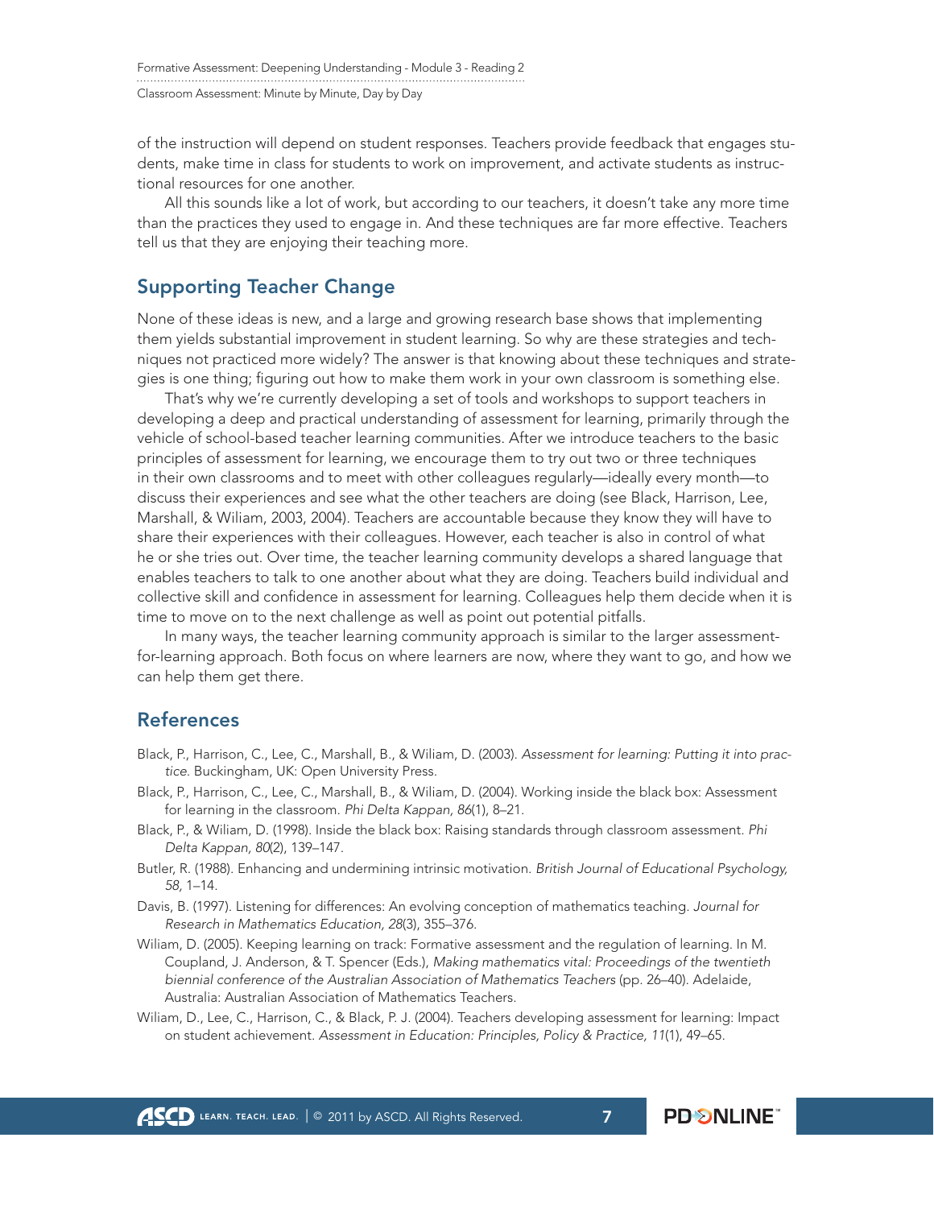of the instruction will depend on student responses. Teachers provide feedback that engages students, make time in class for students to work on improvement, and activate students as instructional resources for one another.

All this sounds like a lot of work, but according to our teachers, it doesn't take any more time than the practices they used to engage in. And these techniques are far more effective. Teachers tell us that they are enjoying their teaching more.

## Supporting Teacher Change

None of these ideas is new, and a large and growing research base shows that implementing them yields substantial improvement in student learning. So why are these strategies and techniques not practiced more widely? The answer is that knowing about these techniques and strategies is one thing; figuring out how to make them work in your own classroom is something else.

That's why we're currently developing a set of tools and workshops to support teachers in developing a deep and practical understanding of assessment for learning, primarily through the vehicle of school-based teacher learning communities. After we introduce teachers to the basic principles of assessment for learning, we encourage them to try out two or three techniques in their own classrooms and to meet with other colleagues regularly—ideally every month—to discuss their experiences and see what the other teachers are doing (see Black, Harrison, Lee, Marshall, & Wiliam, 2003, 2004). Teachers are accountable because they know they will have to share their experiences with their colleagues. However, each teacher is also in control of what he or she tries out. Over time, the teacher learning community develops a shared language that enables teachers to talk to one another about what they are doing. Teachers build individual and collective skill and confidence in assessment for learning. Colleagues help them decide when it is time to move on to the next challenge as well as point out potential pitfalls.

In many ways, the teacher learning community approach is similar to the larger assessment-for-learning approach. Both focus on where learners are now, where they want to go, and how we can help them get there.

## References

Black, P., Harrison, C., Lee, C., Marshall, B., & Wiliam, D. (2003). *Assessment for learning: Putting it into practice.* Buckingham, UK: Open University Press.

Black, P., Harrison, C., Lee, C., Marshall, B., & Wiliam, D. (2004). Working inside the black box: Assessment for learning in the classroom. *Phi Delta Kappan, 86*(1), 8–21.

Black, P., & Wiliam, D. (1998). Inside the black box: Raising standards through classroom assessment. *Phi Delta Kappan, 80*(2), 139–147.

Butler, R. (1988). Enhancing and undermining intrinsic motivation. *British Journal of Educational Psychology, 58,* 1–14.

Davis, B. (1997). Listening for differences: An evolving conception of mathematics teaching. *Journal for Research in Mathematics Education, 28*(3), 355–376.

Wiliam, D. (2005). Keeping learning on track: Formative assessment and the regulation of learning. In M. Coupland, J. Anderson, & T. Spencer (Eds.), *Making mathematics vital: Proceedings of the twentieth biennial conference of the Australian Association of Mathematics Teachers* (pp. 26–40). Adelaide, Australia: Australian Association of Mathematics Teachers.

Wiliam, D., Lee, C., Harrison, C., & Black, P. J. (2004). Teachers developing assessment for learning: Impact on student achievement. *Assessment in Education: Principles, Policy & Practice, 11*(1), 49–65.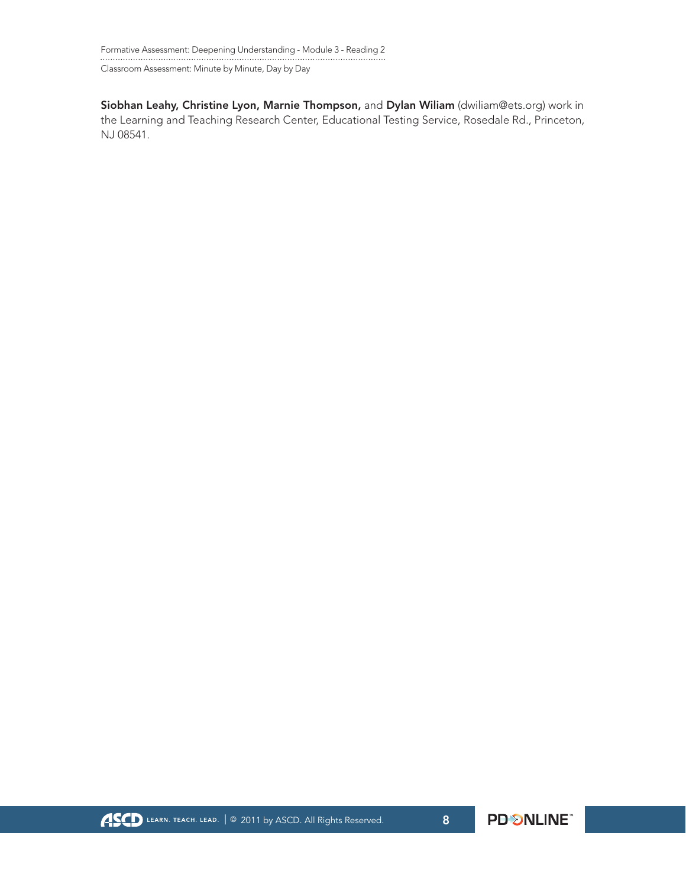**Siobhan Leahy, Christine Lyon, Marnie Thompson,** and **Dylan Wiliam** (dwiliam@ets.org) work in the Learning and Teaching Research Center, Educational Testing Service, Rosedale Rd., Princeton, NJ 08541.